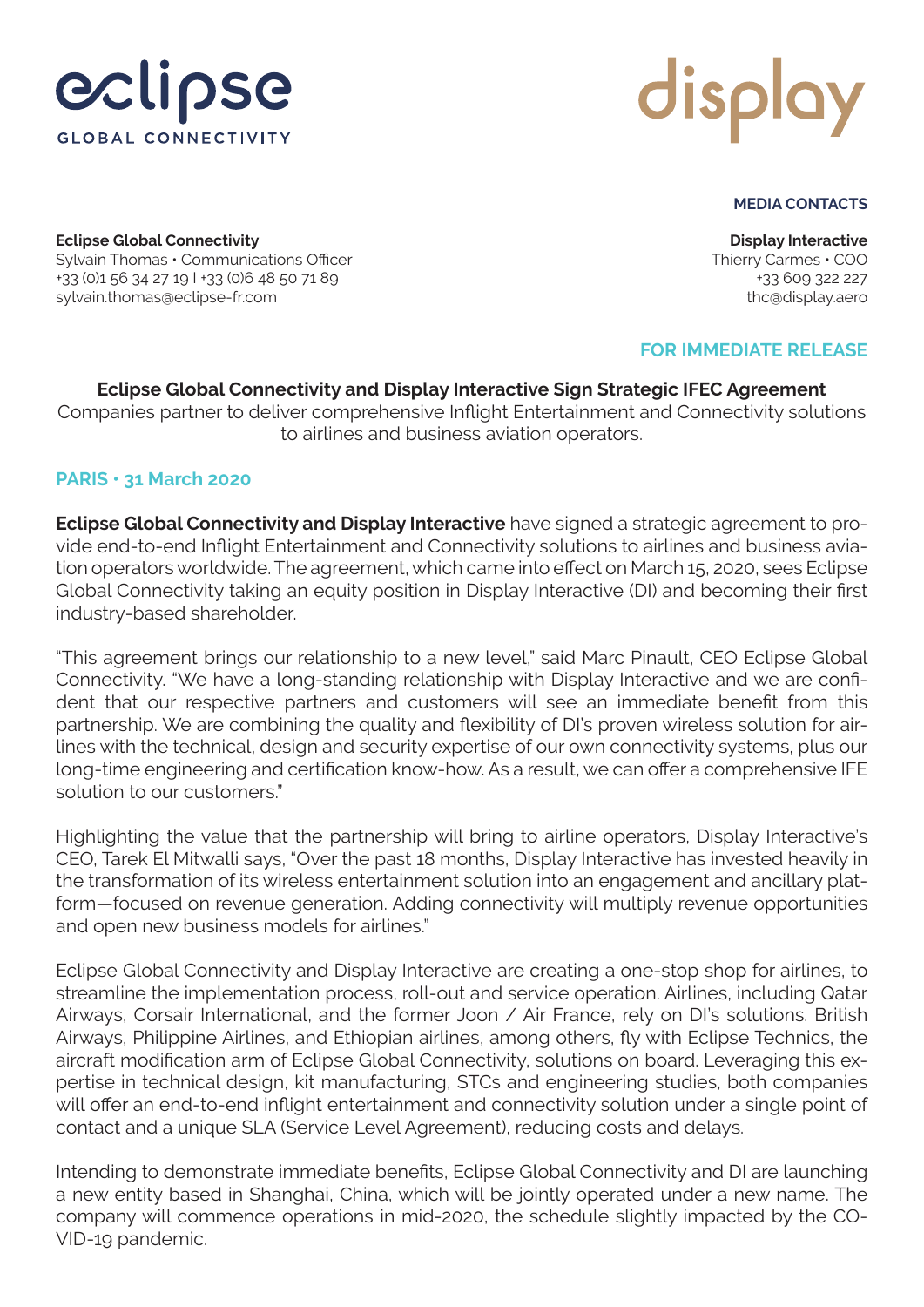eclipse
GLOBAL CONNECTIVITY

display

**MEDIA CONTACTS**

**Eclipse Global Connectivity**
Sylvain Thomas • Communications Officer
+33 (0)1 56 34 27 19 | +33 (0)6 48 50 71 89
sylvain.thomas@eclipse-fr.com

**Display Interactive**
Thierry Carmes • COO
+33 609 322 227
thc@display.aero

**FOR IMMEDIATE RELEASE**

**Eclipse Global Connectivity and Display Interactive Sign Strategic IFEC Agreement**

Companies partner to deliver comprehensive Inflight Entertainment and Connectivity solutions to airlines and business aviation operators.

**PARIS • 31 March 2020**

**Eclipse Global Connectivity and Display Interactive** have signed a strategic agreement to provide end-to-end Inflight Entertainment and Connectivity solutions to airlines and business aviation operators worldwide. The agreement, which came into effect on March 15, 2020, sees Eclipse Global Connectivity taking an equity position in Display Interactive (DI) and becoming their first industry-based shareholder.

“This agreement brings our relationship to a new level,” said Marc Pinault, CEO Eclipse Global Connectivity. “We have a long-standing relationship with Display Interactive and we are confident that our respective partners and customers will see an immediate benefit from this partnership. We are combining the quality and flexibility of DI’s proven wireless solution for airlines with the technical, design and security expertise of our own connectivity systems, plus our long-time engineering and certification know-how. As a result, we can offer a comprehensive IFE solution to our customers.”

Highlighting the value that the partnership will bring to airline operators, Display Interactive’s CEO, Tarek El Mitwalli says, “Over the past 18 months, Display Interactive has invested heavily in the transformation of its wireless entertainment solution into an engagement and ancillary platform—focused on revenue generation. Adding connectivity will multiply revenue opportunities and open new business models for airlines.”

Eclipse Global Connectivity and Display Interactive are creating a one-stop shop for airlines, to streamline the implementation process, roll-out and service operation. Airlines, including Qatar Airways, Corsair International, and the former Joon / Air France, rely on DI’s solutions. British Airways, Philippine Airlines, and Ethiopian airlines, among others, fly with Eclipse Technics, the aircraft modification arm of Eclipse Global Connectivity, solutions on board. Leveraging this expertise in technical design, kit manufacturing, STCs and engineering studies, both companies will offer an end-to-end inflight entertainment and connectivity solution under a single point of contact and a unique SLA (Service Level Agreement), reducing costs and delays.

Intending to demonstrate immediate benefits, Eclipse Global Connectivity and DI are launching a new entity based in Shanghai, China, which will be jointly operated under a new name. The company will commence operations in mid-2020, the schedule slightly impacted by the COVID-19 pandemic.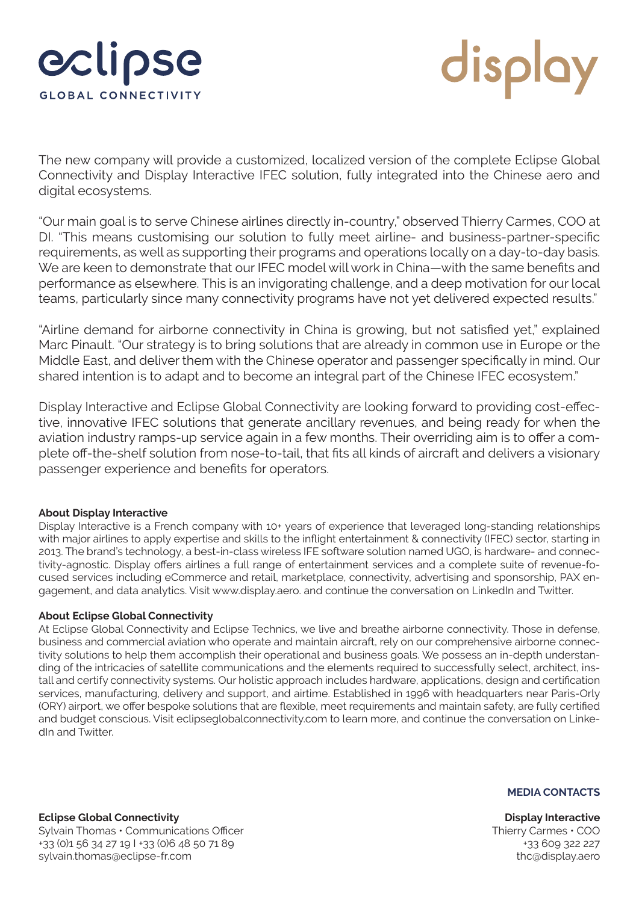eclipse GLOBAL CONNECTIVITY

display

The new company will provide a customized, localized version of the complete Eclipse Global Connectivity and Display Interactive IFEC solution, fully integrated into the Chinese aero and digital ecosystems.

"Our main goal is to serve Chinese airlines directly in-country," observed Thierry Carmes, COO at DI. "This means customising our solution to fully meet airline- and business-partner-specific requirements, as well as supporting their programs and operations locally on a day-to-day basis. We are keen to demonstrate that our IFEC model will work in China—with the same benefits and performance as elsewhere. This is an invigorating challenge, and a deep motivation for our local teams, particularly since many connectivity programs have not yet delivered expected results."

"Airline demand for airborne connectivity in China is growing, but not satisfied yet," explained Marc Pinault. "Our strategy is to bring solutions that are already in common use in Europe or the Middle East, and deliver them with the Chinese operator and passenger specifically in mind. Our shared intention is to adapt and to become an integral part of the Chinese IFEC ecosystem."

Display Interactive and Eclipse Global Connectivity are looking forward to providing cost-effective, innovative IFEC solutions that generate ancillary revenues, and being ready for when the aviation industry ramps-up service again in a few months. Their overriding aim is to offer a complete off-the-shelf solution from nose-to-tail, that fits all kinds of aircraft and delivers a visionary passenger experience and benefits for operators.

**About Display Interactive**

Display Interactive is a French company with 10+ years of experience that leveraged long-standing relationships with major airlines to apply expertise and skills to the inflight entertainment & connectivity (IFEC) sector, starting in 2013. The brand's technology, a best-in-class wireless IFE software solution named UGO, is hardware- and connectivity-agnostic. Display offers airlines a full range of entertainment services and a complete suite of revenue-focused services including eCommerce and retail, marketplace, connectivity, advertising and sponsorship, PAX engagement, and data analytics. Visit www.display.aero. and continue the conversation on LinkedIn and Twitter.

**About Eclipse Global Connectivity**

At Eclipse Global Connectivity and Eclipse Technics, we live and breathe airborne connectivity. Those in defense, business and commercial aviation who operate and maintain aircraft, rely on our comprehensive airborne connectivity solutions to help them accomplish their operational and business goals. We possess an in-depth understanding of the intricacies of satellite communications and the elements required to successfully select, architect, install and certify connectivity systems. Our holistic approach includes hardware, applications, design and certification services, manufacturing, delivery and support, and airtime. Established in 1996 with headquarters near Paris-Orly (ORY) airport, we offer bespoke solutions that are flexible, meet requirements and maintain safety, are fully certified and budget conscious. Visit eclipseglobalconnectivity.com to learn more, and continue the conversation on LinkedIn and Twitter.

**MEDIA CONTACTS**

**Eclipse Global Connectivity**
Sylvain Thomas • Communications Officer
+33 (0)1 56 34 27 19 | +33 (0)6 48 50 71 89
sylvain.thomas@eclipse-fr.com

**Display Interactive**
Thierry Carmes • COO
+33 609 322 227
thc@display.aero